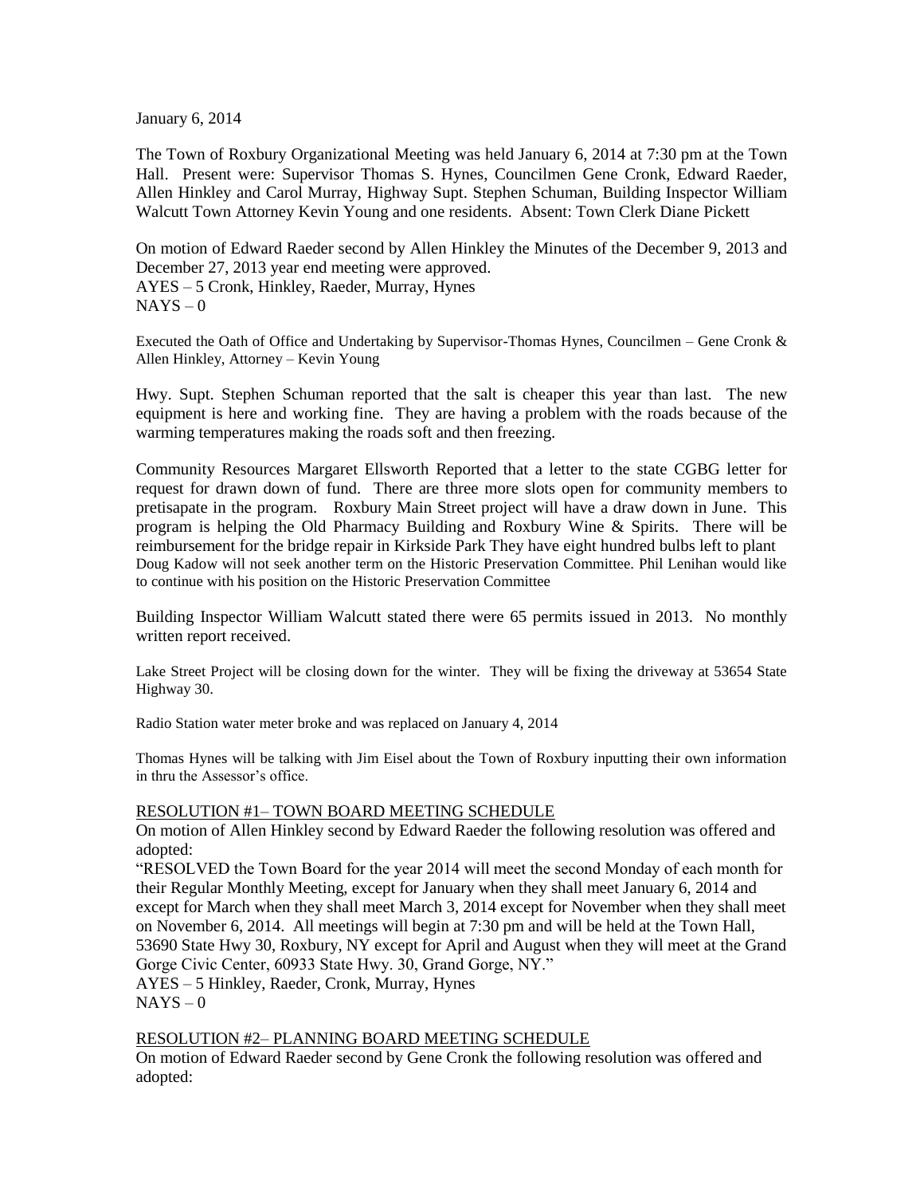January 6, 2014

The Town of Roxbury Organizational Meeting was held January 6, 2014 at 7:30 pm at the Town Hall. Present were: Supervisor Thomas S. Hynes, Councilmen Gene Cronk, Edward Raeder, Allen Hinkley and Carol Murray, Highway Supt. Stephen Schuman, Building Inspector William Walcutt Town Attorney Kevin Young and one residents. Absent: Town Clerk Diane Pickett

On motion of Edward Raeder second by Allen Hinkley the Minutes of the December 9, 2013 and December 27, 2013 year end meeting were approved.
AYES – 5 Cronk, Hinkley, Raeder, Murray, Hynes
NAYS – 0

Executed the Oath of Office and Undertaking by Supervisor-Thomas Hynes, Councilmen – Gene Cronk & Allen Hinkley, Attorney – Kevin Young

Hwy. Supt. Stephen Schuman reported that the salt is cheaper this year than last. The new equipment is here and working fine. They are having a problem with the roads because of the warming temperatures making the roads soft and then freezing.

Community Resources Margaret Ellsworth Reported that a letter to the state CGBG letter for request for drawn down of fund. There are three more slots open for community members to pretisapate in the program. Roxbury Main Street project will have a draw down in June. This program is helping the Old Pharmacy Building and Roxbury Wine & Spirits. There will be reimbursement for the bridge repair in Kirkside Park They have eight hundred bulbs left to plant
Doug Kadow will not seek another term on the Historic Preservation Committee. Phil Lenihan would like to continue with his position on the Historic Preservation Committee

Building Inspector William Walcutt stated there were 65 permits issued in 2013. No monthly written report received.

Lake Street Project will be closing down for the winter. They will be fixing the driveway at 53654 State Highway 30.

Radio Station water meter broke and was replaced on January 4, 2014

Thomas Hynes will be talking with Jim Eisel about the Town of Roxbury inputting their own information in thru the Assessor's office.

RESOLUTION #1– TOWN BOARD MEETING SCHEDULE

On motion of Allen Hinkley second by Edward Raeder the following resolution was offered and adopted:

"RESOLVED the Town Board for the year 2014 will meet the second Monday of each month for their Regular Monthly Meeting, except for January when they shall meet January 6, 2014 and except for March when they shall meet March 3, 2014 except for November when they shall meet on November 6, 2014. All meetings will begin at 7:30 pm and will be held at the Town Hall, 53690 State Hwy 30, Roxbury, NY except for April and August when they will meet at the Grand Gorge Civic Center, 60933 State Hwy. 30, Grand Gorge, NY."
AYES – 5 Hinkley, Raeder, Cronk, Murray, Hynes
NAYS – 0

RESOLUTION #2– PLANNING BOARD MEETING SCHEDULE

On motion of Edward Raeder second by Gene Cronk the following resolution was offered and adopted: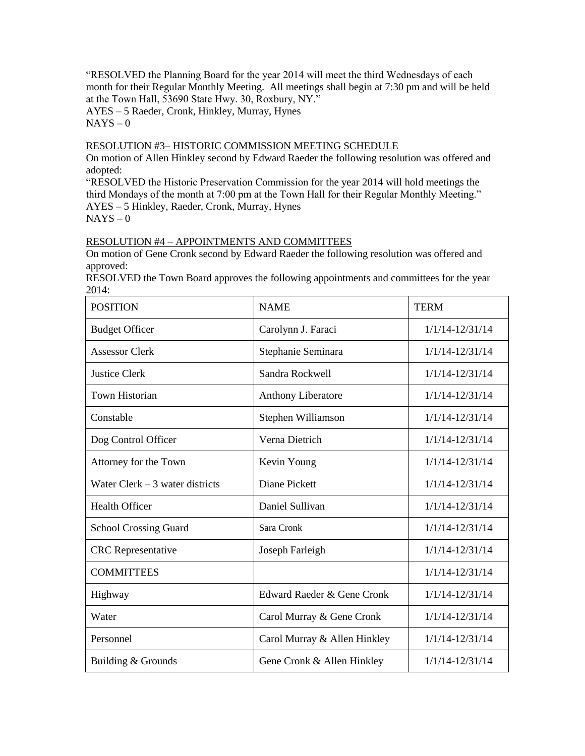"RESOLVED the Planning Board for the year 2014 will meet the third Wednesdays of each month for their Regular Monthly Meeting. All meetings shall begin at 7:30 pm and will be held at the Town Hall, 53690 State Hwy. 30, Roxbury, NY."
AYES – 5 Raeder, Cronk, Hinkley, Murray, Hynes
NAYS – 0

RESOLUTION #3– HISTORIC COMMISSION MEETING SCHEDULE
On motion of Allen Hinkley second by Edward Raeder the following resolution was offered and adopted:
"RESOLVED the Historic Preservation Commission for the year 2014 will hold meetings the third Mondays of the month at 7:00 pm at the Town Hall for their Regular Monthly Meeting."
AYES – 5 Hinkley, Raeder, Cronk, Murray, Hynes
NAYS – 0

RESOLUTION #4 – APPOINTMENTS AND COMMITTEES
On motion of Gene Cronk second by Edward Raeder the following resolution was offered and approved:
RESOLVED the Town Board approves the following appointments and committees for the year 2014:

| POSITION | NAME | TERM |
|---|---|---|
| Budget Officer | Carolynn J. Faraci | 1/1/14-12/31/14 |
| Assessor Clerk | Stephanie Seminara | 1/1/14-12/31/14 |
| Justice Clerk | Sandra Rockwell | 1/1/14-12/31/14 |
| Town Historian | Anthony Liberatore | 1/1/14-12/31/14 |
| Constable | Stephen Williamson | 1/1/14-12/31/14 |
| Dog Control Officer | Verna Dietrich | 1/1/14-12/31/14 |
| Attorney for the Town | Kevin Young | 1/1/14-12/31/14 |
| Water Clerk – 3 water districts | Diane Pickett | 1/1/14-12/31/14 |
| Health Officer | Daniel Sullivan | 1/1/14-12/31/14 |
| School Crossing Guard | Sara Cronk | 1/1/14-12/31/14 |
| CRC Representative | Joseph Farleigh | 1/1/14-12/31/14 |
| COMMITTEES | | 1/1/14-12/31/14 |
| Highway | Edward Raeder & Gene Cronk | 1/1/14-12/31/14 |
| Water | Carol Murray & Gene Cronk | 1/1/14-12/31/14 |
| Personnel | Carol Murray & Allen Hinkley | 1/1/14-12/31/14 |
| Building & Grounds | Gene Cronk & Allen Hinkley | 1/1/14-12/31/14 |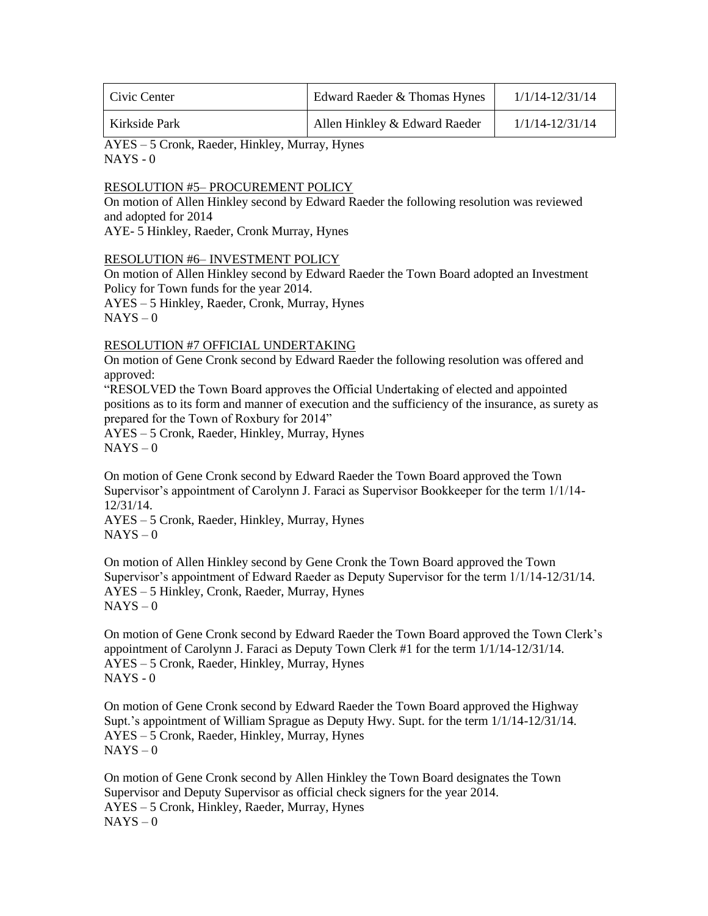| Civic Center | Edward Raeder & Thomas Hynes | 1/1/14-12/31/14 |
|---|---|---|
| Kirkside Park | Allen Hinkley & Edward Raeder | 1/1/14-12/31/14 |

AYES – 5 Cronk, Raeder, Hinkley, Murray, Hynes
NAYS - 0

RESOLUTION #5– PROCUREMENT POLICY
On motion of Allen Hinkley second by Edward Raeder the following resolution was reviewed and adopted for 2014
AYE- 5 Hinkley, Raeder, Cronk Murray, Hynes

RESOLUTION #6– INVESTMENT POLICY
On motion of Allen Hinkley second by Edward Raeder the Town Board adopted an Investment Policy for Town funds for the year 2014.
AYES – 5 Hinkley, Raeder, Cronk, Murray, Hynes
NAYS – 0

RESOLUTION #7 OFFICIAL UNDERTAKING
On motion of Gene Cronk second by Edward Raeder the following resolution was offered and approved:
"RESOLVED the Town Board approves the Official Undertaking of elected and appointed positions as to its form and manner of execution and the sufficiency of the insurance, as surety as prepared for the Town of Roxbury for 2014"
AYES – 5 Cronk, Raeder, Hinkley, Murray, Hynes
NAYS – 0

On motion of Gene Cronk second by Edward Raeder the Town Board approved the Town Supervisor's appointment of Carolynn J. Faraci as Supervisor Bookkeeper for the term 1/1/14-12/31/14.
AYES – 5 Cronk, Raeder, Hinkley, Murray, Hynes
NAYS – 0

On motion of Allen Hinkley second by Gene Cronk the Town Board approved the Town Supervisor's appointment of Edward Raeder as Deputy Supervisor for the term 1/1/14-12/31/14.
AYES – 5 Hinkley, Cronk, Raeder, Murray, Hynes
NAYS – 0

On motion of Gene Cronk second by Edward Raeder the Town Board approved the Town Clerk's appointment of Carolynn J. Faraci as Deputy Town Clerk #1 for the term 1/1/14-12/31/14.
AYES – 5 Cronk, Raeder, Hinkley, Murray, Hynes
NAYS - 0

On motion of Gene Cronk second by Edward Raeder the Town Board approved the Highway Supt.'s appointment of William Sprague as Deputy Hwy. Supt. for the term 1/1/14-12/31/14.
AYES – 5 Cronk, Raeder, Hinkley, Murray, Hynes
NAYS – 0

On motion of Gene Cronk second by Allen Hinkley the Town Board designates the Town Supervisor and Deputy Supervisor as official check signers for the year 2014.
AYES – 5 Cronk, Hinkley, Raeder, Murray, Hynes
NAYS – 0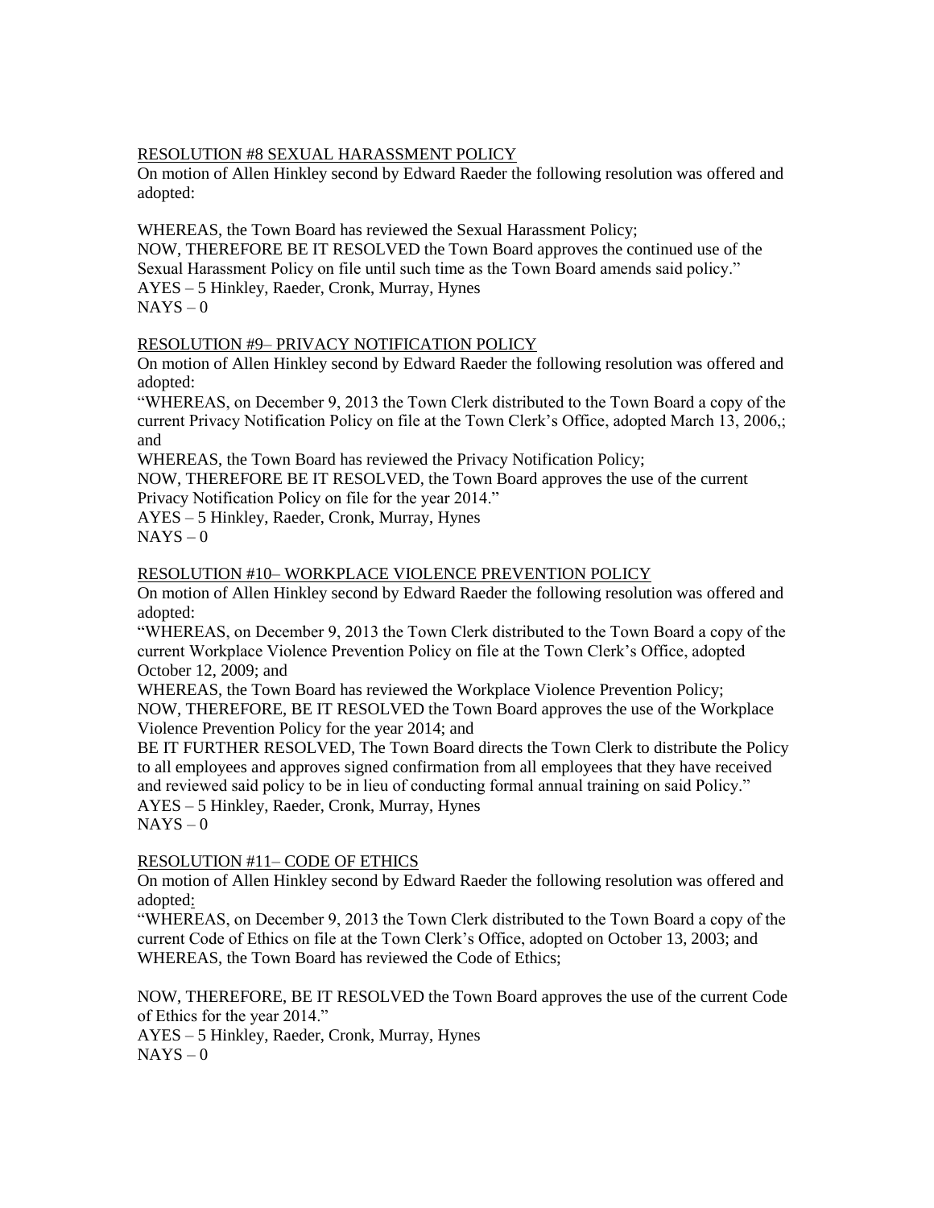RESOLUTION #8 SEXUAL HARASSMENT POLICY

On motion of Allen Hinkley second by Edward Raeder the following resolution was offered and adopted:

WHEREAS, the Town Board has reviewed the Sexual Harassment Policy;
NOW, THEREFORE BE IT RESOLVED the Town Board approves the continued use of the Sexual Harassment Policy on file until such time as the Town Board amends said policy."
AYES – 5 Hinkley, Raeder, Cronk, Murray, Hynes
NAYS – 0

RESOLUTION #9– PRIVACY NOTIFICATION POLICY

On motion of Allen Hinkley second by Edward Raeder the following resolution was offered and adopted:
"WHEREAS, on December 9, 2013 the Town Clerk distributed to the Town Board a copy of the current Privacy Notification Policy on file at the Town Clerk's Office, adopted March 13, 2006,; and
WHEREAS, the Town Board has reviewed the Privacy Notification Policy;
NOW, THEREFORE BE IT RESOLVED, the Town Board approves the use of the current Privacy Notification Policy on file for the year 2014."
AYES – 5 Hinkley, Raeder, Cronk, Murray, Hynes
NAYS – 0

RESOLUTION #10– WORKPLACE VIOLENCE PREVENTION POLICY

On motion of Allen Hinkley second by Edward Raeder the following resolution was offered and adopted:
"WHEREAS, on December 9, 2013 the Town Clerk distributed to the Town Board a copy of the current Workplace Violence Prevention Policy on file at the Town Clerk's Office, adopted October 12, 2009; and
WHEREAS, the Town Board has reviewed the Workplace Violence Prevention Policy;
NOW, THEREFORE, BE IT RESOLVED the Town Board approves the use of the Workplace Violence Prevention Policy for the year 2014; and
BE IT FURTHER RESOLVED, The Town Board directs the Town Clerk to distribute the Policy to all employees and approves signed confirmation from all employees that they have received and reviewed said policy to be in lieu of conducting formal annual training on said Policy."
AYES – 5 Hinkley, Raeder, Cronk, Murray, Hynes
NAYS – 0

RESOLUTION #11– CODE OF ETHICS

On motion of Allen Hinkley second by Edward Raeder the following resolution was offered and adopted:
"WHEREAS, on December 9, 2013 the Town Clerk distributed to the Town Board a copy of the current Code of Ethics on file at the Town Clerk's Office, adopted on October 13, 2003; and
WHEREAS, the Town Board has reviewed the Code of Ethics;

NOW, THEREFORE, BE IT RESOLVED the Town Board approves the use of the current Code of Ethics for the year 2014."
AYES – 5 Hinkley, Raeder, Cronk, Murray, Hynes
NAYS – 0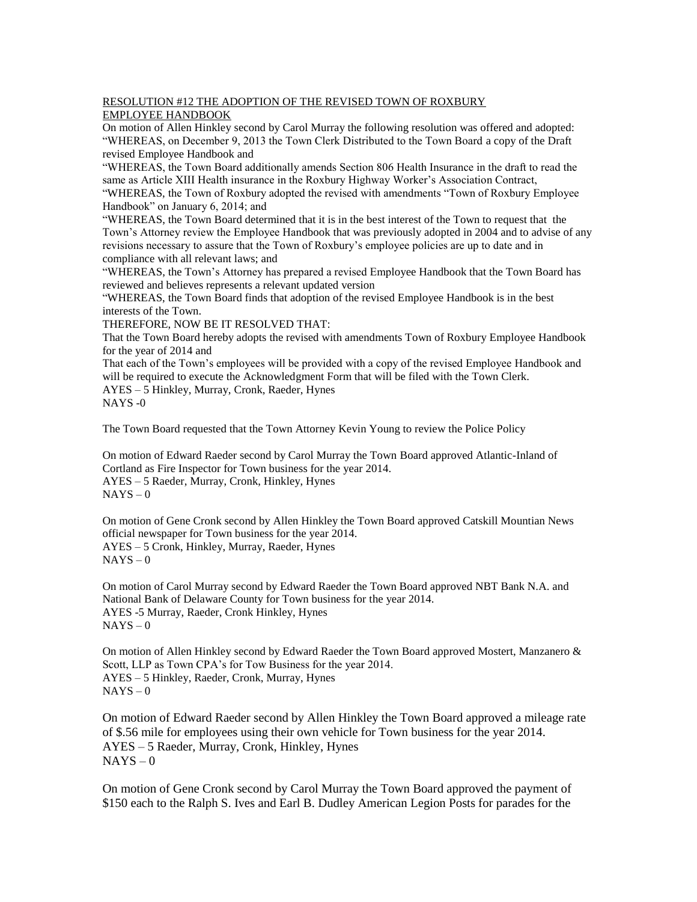RESOLUTION #12 THE ADOPTION OF THE REVISED TOWN OF ROXBURY EMPLOYEE HANDBOOK

On motion of Allen Hinkley second by Carol Murray the following resolution was offered and adopted:
"WHEREAS, on December 9, 2013 the Town Clerk Distributed to the Town Board a copy of the Draft revised Employee Handbook and
"WHEREAS, the Town Board additionally amends Section 806 Health Insurance in the draft to read the same as Article XIII Health insurance in the Roxbury Highway Worker's Association Contract,
"WHEREAS, the Town of Roxbury adopted the revised with amendments "Town of Roxbury Employee Handbook" on January 6, 2014; and
"WHEREAS, the Town Board determined that it is in the best interest of the Town to request that the Town's Attorney review the Employee Handbook that was previously adopted in 2004 and to advise of any revisions necessary to assure that the Town of Roxbury's employee policies are up to date and in compliance with all relevant laws; and
"WHEREAS, the Town's Attorney has prepared a revised Employee Handbook that the Town Board has reviewed and believes represents a relevant updated version
"WHEREAS, the Town Board finds that adoption of the revised Employee Handbook is in the best interests of the Town.
THEREFORE, NOW BE IT RESOLVED THAT:
That the Town Board hereby adopts the revised with amendments Town of Roxbury Employee Handbook for the year of 2014 and
That each of the Town's employees will be provided with a copy of the revised Employee Handbook and will be required to execute the Acknowledgment Form that will be filed with the Town Clerk.
AYES – 5 Hinkley, Murray, Cronk, Raeder, Hynes
NAYS -0

The Town Board requested that the Town Attorney Kevin Young to review the Police Policy

On motion of Edward Raeder second by Carol Murray the Town Board approved Atlantic-Inland of Cortland as Fire Inspector for Town business for the year 2014.
AYES – 5 Raeder, Murray, Cronk, Hinkley, Hynes
NAYS – 0

On motion of Gene Cronk second by Allen Hinkley the Town Board approved Catskill Mountian News official newspaper for Town business for the year 2014.
AYES – 5 Cronk, Hinkley, Murray, Raeder, Hynes
NAYS – 0

On motion of Carol Murray second by Edward Raeder the Town Board approved NBT Bank N.A. and National Bank of Delaware County for Town business for the year 2014.
AYES -5 Murray, Raeder, Cronk Hinkley, Hynes
NAYS – 0

On motion of Allen Hinkley second by Edward Raeder the Town Board approved Mostert, Manzanero & Scott, LLP as Town CPA's for Tow Business for the year 2014.
AYES – 5 Hinkley, Raeder, Cronk, Murray, Hynes
NAYS – 0

On motion of Edward Raeder second by Allen Hinkley the Town Board approved a mileage rate of $.56 mile for employees using their own vehicle for Town business for the year 2014.
AYES – 5 Raeder, Murray, Cronk, Hinkley, Hynes
NAYS – 0

On motion of Gene Cronk second by Carol Murray the Town Board approved the payment of $150 each to the Ralph S. Ives and Earl B. Dudley American Legion Posts for parades for the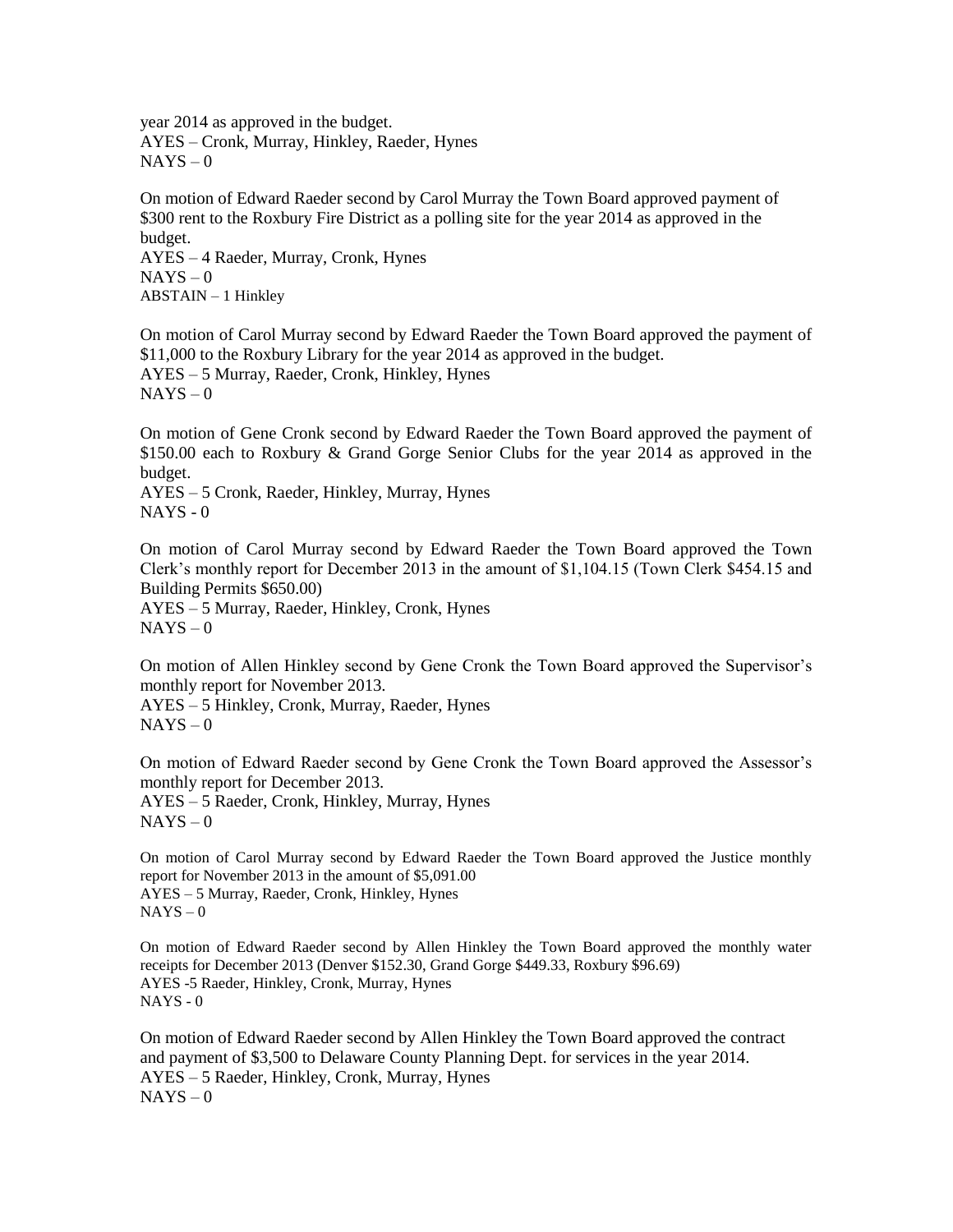year 2014 as approved in the budget.
AYES – Cronk, Murray, Hinkley, Raeder, Hynes
NAYS – 0

On motion of Edward Raeder second by Carol Murray the Town Board approved payment of $300 rent to the Roxbury Fire District as a polling site for the year 2014 as approved in the budget.
AYES – 4 Raeder, Murray, Cronk, Hynes
NAYS – 0
ABSTAIN – 1 Hinkley

On motion of Carol Murray second by Edward Raeder the Town Board approved the payment of $11,000 to the Roxbury Library for the year 2014 as approved in the budget.
AYES – 5 Murray, Raeder, Cronk, Hinkley, Hynes
NAYS – 0

On motion of Gene Cronk second by Edward Raeder the Town Board approved the payment of $150.00 each to Roxbury & Grand Gorge Senior Clubs for the year 2014 as approved in the budget.
AYES – 5 Cronk, Raeder, Hinkley, Murray, Hynes
NAYS - 0

On motion of Carol Murray second by Edward Raeder the Town Board approved the Town Clerk's monthly report for December 2013 in the amount of $1,104.15 (Town Clerk $454.15 and Building Permits $650.00)
AYES – 5 Murray, Raeder, Hinkley, Cronk, Hynes
NAYS – 0

On motion of Allen Hinkley second by Gene Cronk the Town Board approved the Supervisor's monthly report for November 2013.
AYES – 5 Hinkley, Cronk, Murray, Raeder, Hynes
NAYS – 0

On motion of Edward Raeder second by Gene Cronk the Town Board approved the Assessor's monthly report for December 2013.
AYES – 5 Raeder, Cronk, Hinkley, Murray, Hynes
NAYS – 0

On motion of Carol Murray second by Edward Raeder the Town Board approved the Justice monthly report for November 2013 in the amount of $5,091.00
AYES – 5 Murray, Raeder, Cronk, Hinkley, Hynes
NAYS – 0

On motion of Edward Raeder second by Allen Hinkley the Town Board approved the monthly water receipts for December 2013 (Denver $152.30, Grand Gorge $449.33, Roxbury $96.69)
AYES -5 Raeder, Hinkley, Cronk, Murray, Hynes
NAYS - 0

On motion of Edward Raeder second by Allen Hinkley the Town Board approved the contract and payment of $3,500 to Delaware County Planning Dept. for services in the year 2014.
AYES – 5 Raeder, Hinkley, Cronk, Murray, Hynes
NAYS – 0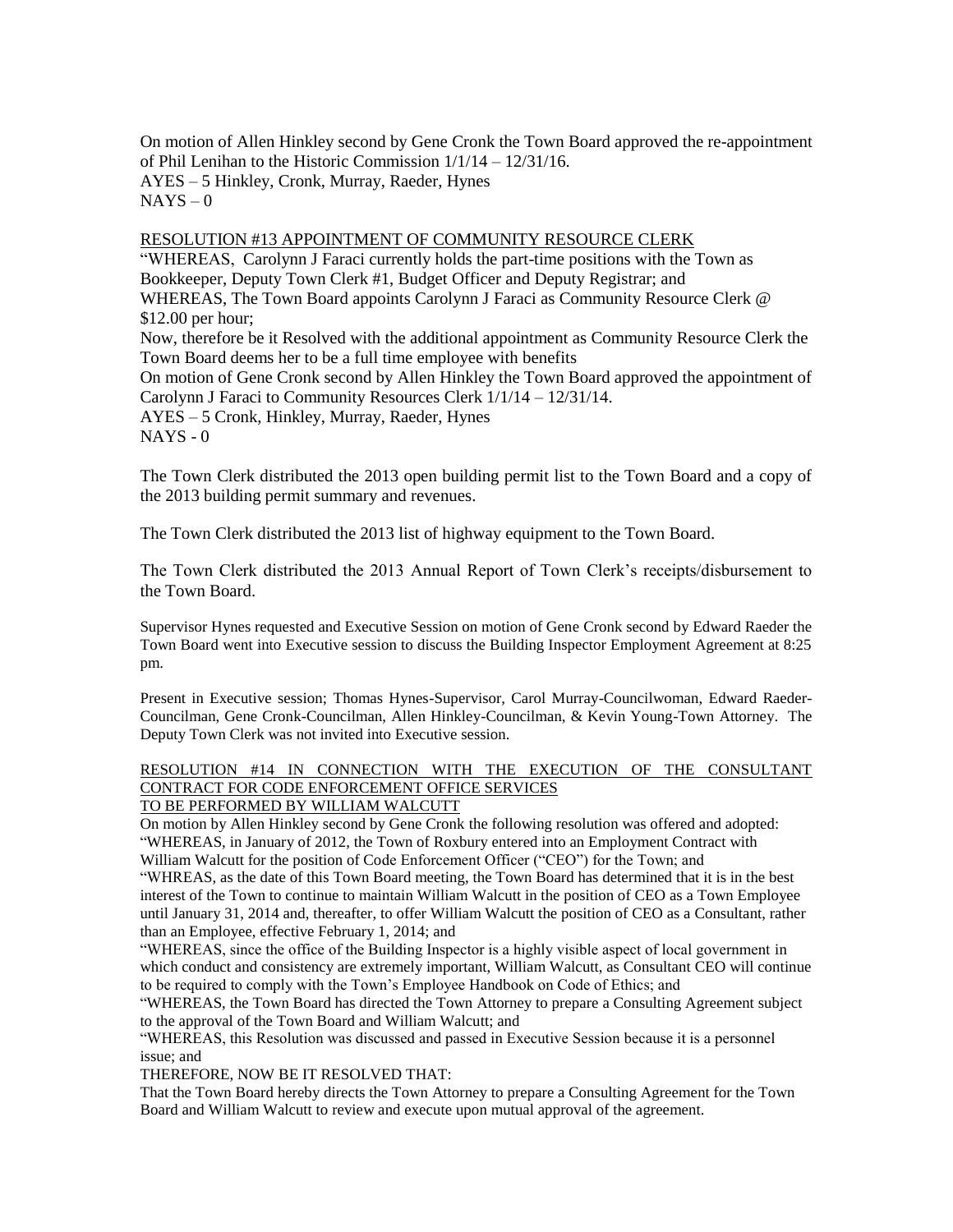On motion of Allen Hinkley second by Gene Cronk the Town Board approved the re-appointment of Phil Lenihan to the Historic Commission 1/1/14 – 12/31/16.
AYES – 5 Hinkley, Cronk, Murray, Raeder, Hynes
NAYS – 0

RESOLUTION #13 APPOINTMENT OF COMMUNITY RESOURCE CLERK

"WHEREAS, Carolynn J Faraci currently holds the part-time positions with the Town as Bookkeeper, Deputy Town Clerk #1, Budget Officer and Deputy Registrar; and
WHEREAS, The Town Board appoints Carolynn J Faraci as Community Resource Clerk @ $12.00 per hour;
Now, therefore be it Resolved with the additional appointment as Community Resource Clerk the Town Board deems her to be a full time employee with benefits
On motion of Gene Cronk second by Allen Hinkley the Town Board approved the appointment of Carolynn J Faraci to Community Resources Clerk 1/1/14 – 12/31/14.
AYES – 5 Cronk, Hinkley, Murray, Raeder, Hynes
NAYS - 0

The Town Clerk distributed the 2013 open building permit list to the Town Board and a copy of the 2013 building permit summary and revenues.

The Town Clerk distributed the 2013 list of highway equipment to the Town Board.

The Town Clerk distributed the 2013 Annual Report of Town Clerk's receipts/disbursement to the Town Board.

Supervisor Hynes requested and Executive Session on motion of Gene Cronk second by Edward Raeder the Town Board went into Executive session to discuss the Building Inspector Employment Agreement at 8:25 pm.

Present in Executive session; Thomas Hynes-Supervisor, Carol Murray-Councilwoman, Edward Raeder-Councilman, Gene Cronk-Councilman, Allen Hinkley-Councilman, & Kevin Young-Town Attorney. The Deputy Town Clerk was not invited into Executive session.

RESOLUTION #14 IN CONNECTION WITH THE EXECUTION OF THE CONSULTANT CONTRACT FOR CODE ENFORCEMENT OFFICE SERVICES
TO BE PERFORMED BY WILLIAM WALCUTT

On motion by Allen Hinkley second by Gene Cronk the following resolution was offered and adopted:
"WHEREAS, in January of 2012, the Town of Roxbury entered into an Employment Contract with William Walcutt for the position of Code Enforcement Officer ("CEO") for the Town; and
"WHREAS, as the date of this Town Board meeting, the Town Board has determined that it is in the best interest of the Town to continue to maintain William Walcutt in the position of CEO as a Town Employee until January 31, 2014 and, thereafter, to offer William Walcutt the position of CEO as a Consultant, rather than an Employee, effective February 1, 2014; and
"WHEREAS, since the office of the Building Inspector is a highly visible aspect of local government in which conduct and consistency are extremely important, William Walcutt, as Consultant CEO will continue to be required to comply with the Town's Employee Handbook on Code of Ethics; and
"WHEREAS, the Town Board has directed the Town Attorney to prepare a Consulting Agreement subject to the approval of the Town Board and William Walcutt; and
"WHEREAS, this Resolution was discussed and passed in Executive Session because it is a personnel issue; and
THEREFORE, NOW BE IT RESOLVED THAT:
That the Town Board hereby directs the Town Attorney to prepare a Consulting Agreement for the Town Board and William Walcutt to review and execute upon mutual approval of the agreement.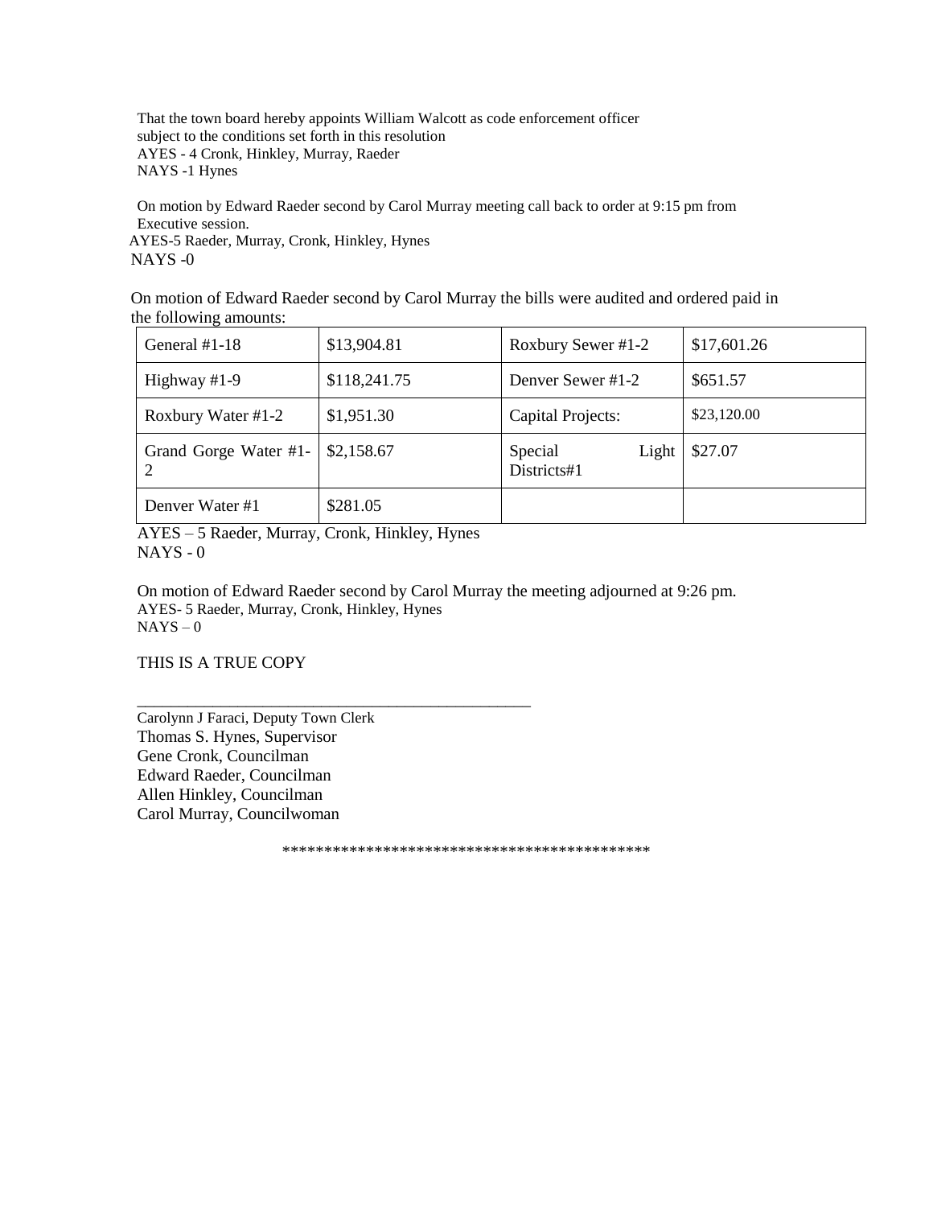That the town board hereby appoints William Walcott as code enforcement officer subject to the conditions set forth in this resolution
AYES - 4 Cronk, Hinkley, Murray, Raeder
NAYS -1 Hynes

On motion by Edward Raeder second by Carol Murray meeting call back to order at 9:15 pm from Executive session.
AYES-5 Raeder, Murray, Cronk, Hinkley, Hynes
NAYS -0

On motion of Edward Raeder second by Carol Murray the bills were audited and ordered paid in the following amounts:

| | | | |
|---|---|---|---|
| General #1-18 | $13,904.81 | Roxbury Sewer #1-2 | $17,601.26 |
| Highway #1-9 | $118,241.75 | Denver Sewer #1-2 | $651.57 |
| Roxbury Water #1-2 | $1,951.30 | Capital Projects: | $23,120.00 |
| Grand Gorge Water #1-2 | $2,158.67 | Special Light Districts#1 | $27.07 |
| Denver Water #1 | $281.05 | | |

AYES – 5 Raeder, Murray, Cronk, Hinkley, Hynes
NAYS - 0

On motion of Edward Raeder second by Carol Murray the meeting adjourned at 9:26 pm.
AYES- 5 Raeder, Murray, Cronk, Hinkley, Hynes
NAYS – 0

THIS IS A TRUE COPY

_______________________________________________
Carolynn J Faraci, Deputy Town Clerk
Thomas S. Hynes, Supervisor
Gene Cronk, Councilman
Edward Raeder, Councilman
Allen Hinkley, Councilman
Carol Murray, Councilwoman

*******************************************